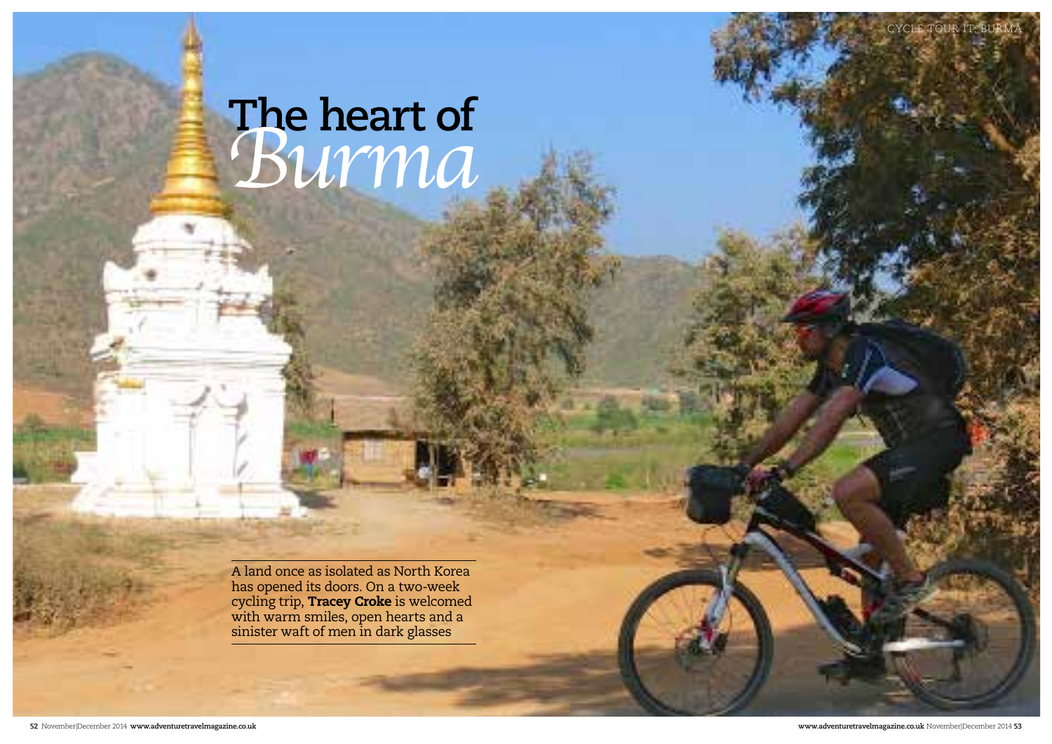# The heart of *Burma*

A land once as isolated as North Korea has opened its doors. On a two-week cycling trip, **Tracey Croke** is welcomed with warm smiles, open hearts and a sinister waft of men in dark glasses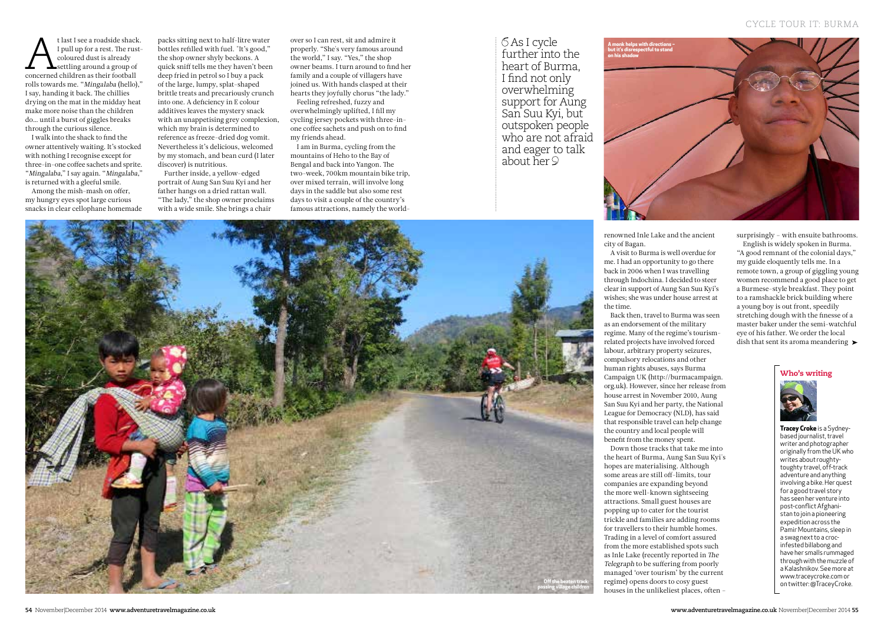At last I see a roadside shack. I pull up for a rest. The rust-coloured dust is already settling around a group of concerned children as their football rolls towards me. "*Mingalaba* (hello)," I say, handing it back. The chillies drying on the mat in the midday heat make more noise than the children do... until a burst of giggles breaks through the curious silence.

I walk into the shack to find the owner attentively waiting. It's stocked with nothing I recognise except for three-in-one coffee sachets and sprite. "*Mingalaba*," I say again. "*Mingalaba*," is returned with a gleeful smile.

Among the mish-mash on offer, my hungry eyes spot large curious snacks in clear cellophane homemade packs sitting next to half-litre water bottles refilled with fuel. "It's good," the shop owner shyly beckons. A quick sniff tells me they haven't been deep fried in petrol so I buy a pack of the large, lumpy, splat-shaped brittle treats and precariously crunch into one. A deficiency in E colour additives leaves the mystery snack with an unappetising grey complexion, which my brain is determined to reference as freeze-dried dog vomit. Nevertheless it's delicious, welcomed by my stomach, and bean curd (I later discover) is nutritious.

Further inside, a yellow-edged portrait of Aung San Suu Kyi and her father hangs on a dried rattan wall. "The lady," the shop owner proclaims with a wide smile. She brings a chair over so I can rest, sit and admire it properly. "She's very famous around the world," I say. "Yes," the shop owner beams. I turn around to find her family and a couple of villagers have joined us. With hands clasped at their hearts they joyfully chorus "the lady."

Feeling refreshed, fuzzy and overwhelmingly uplifted, I fill my cycling jersey pockets with three-in-one coffee sachets and push on to find my friends ahead.

I am in Burma, cycling from the mountains of Heho to the Bay of Bengal and back into Yangon. The two-week, 700km mountain bike trip, over mixed terrain, will involve long days in the saddle but also some rest days to visit a couple of the country's famous attractions, namely the world-renowned Inle Lake and the ancient city of Bagan.

> "As I cycle further into the heart of Burma, I find not only overwhelming support for Aung San Suu Kyi, but outspoken people who are not afraid and eager to talk about her"

A monk helps with directions – but it's disrespectful to stand on his shadow

A visit to Burma is well overdue for me. I had an opportunity to go there back in 2006 when I was travelling through Indochina. I decided to steer clear in support of Aung San Suu Kyi's wishes; she was under house arrest at the time.

Back then, travel to Burma was seen as an endorsement of the military regime. Many of the regime's tourism-related projects have involved forced labour, arbitrary property seizures, compulsory relocations and other human rights abuses, says Burma Campaign UK (http://burmacampaign.org.uk). However, since her release from house arrest in November 2010, Aung San Suu Kyi and her party, the National League for Democracy (NLD), has said that responsible travel can help change the country and local people will benefit from the money spent.

Down those tracks that take me into the heart of Burma, Aung San Suu Kyi's hopes are materialising. Although some areas are still off-limits, tour companies are expanding beyond the more well-known sightseeing attractions. Small guest houses are popping up to cater for the tourist trickle and families are adding rooms for travellers to their humble homes. Trading in a level of comfort assured from the more established spots such as Inle Lake (recently reported in *The Telegraph* to be suffering from poorly managed 'over tourism' by the current regime) opens doors to cosy guest houses in the unlikeliest places, often – surprisingly – with ensuite bathrooms.

English is widely spoken in Burma. "A good remnant of the colonial days," my guide eloquently tells me. In a remote town, a group of giggling young women recommend a good place to get a Burmese-style breakfast. They point to a ramshackle brick building where a young boy is out front, speedily stretching dough with the finesse of a master baker under the semi-watchful eye of his father. We order the local dish that sent its aroma meandering ➤

Off the beaten track: passing village children

### Who's writing

**Tracey Croke** is a Sydney-based journalist, travel writer and photographer originally from the UK who writes about roughty-toughty travel, off-track adventure and anything involving a bike. Her quest for a good travel story has seen her venture into post-conflict Afghanistan to join a pioneering expedition across the Pamir Mountains, sleep in a swag next to a croc-infested billabong and have her smalls rummaged through with the muzzle of a Kalashnikov. See more at www.traceycroke.com or on twitter: @TraceyCroke.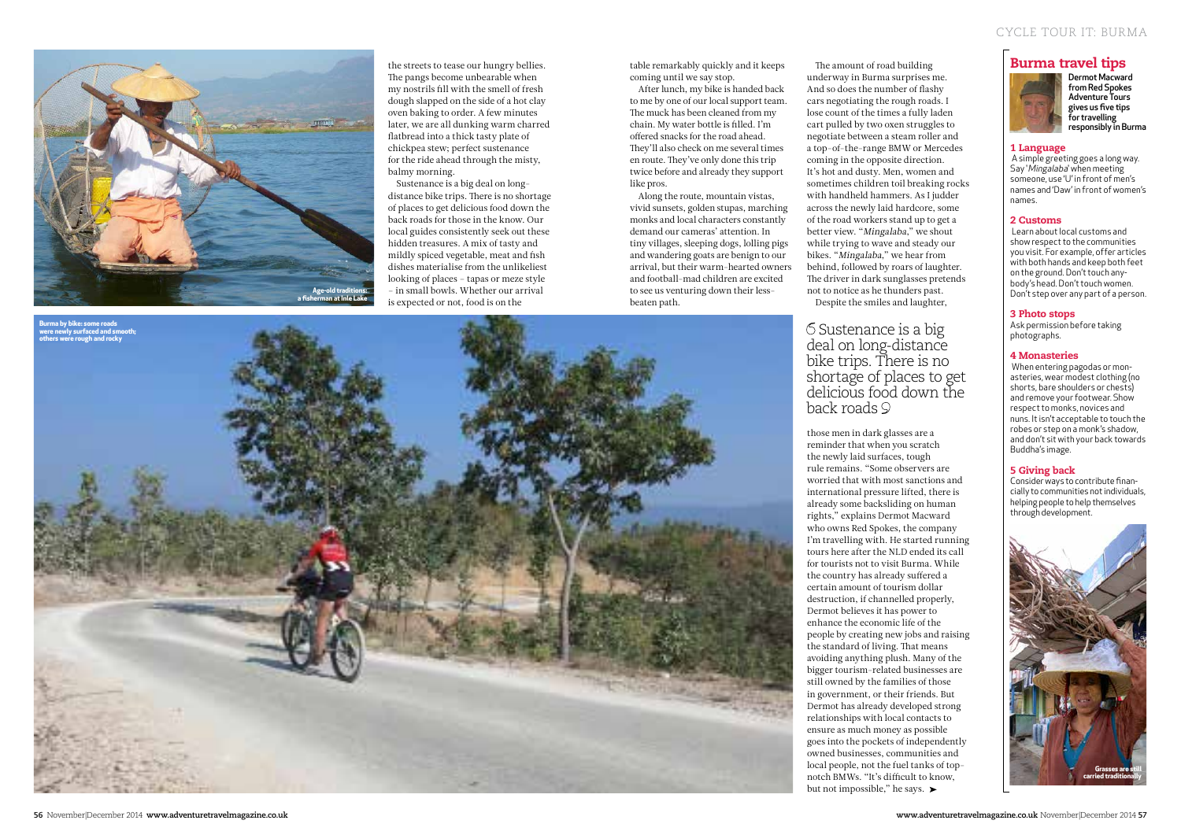Age-old traditions: a fisherman at Inle Lake

the streets to tease our hungry bellies. The pangs become unbearable when my nostrils fill with the smell of fresh dough slapped on the side of a hot clay oven baking to order. A few minutes later, we are all dunking warm charred flatbread into a thick tasty plate of chickpea stew; perfect sustenance for the ride ahead through the misty, balmy morning.

Sustenance is a big deal on long-distance bike trips. There is no shortage of places to get delicious food down the back roads for those in the know. Our local guides consistently seek out these hidden treasures. A mix of tasty and mildly spiced vegetable, meat and fish dishes materialise from the unlikeliest looking of places – tapas or meze style – in small bowls. Whether our arrival is expected or not, food is on the table remarkably quickly and it keeps coming until we say stop.

After lunch, my bike is handed back to me by one of our local support team. The muck has been cleaned from my chain. My water bottle is filled. I'm offered snacks for the road ahead. They'll also check on me several times en route. They've only done this trip twice before and already they support like pros.

Along the route, mountain vistas, vivid sunsets, golden stupas, marching monks and local characters constantly demand our cameras' attention. In tiny villages, sleeping dogs, lolling pigs and wandering goats are benign to our arrival, but their warm-hearted owners and football-mad children are excited to see us venturing down their less-beaten path.

The amount of road building underway in Burma surprises me. And so does the number of flashy cars negotiating the rough roads. I lose count of the times a fully laden cart pulled by two oxen struggles to negotiate between a steam roller and a top-of-the-range BMW or Mercedes coming in the opposite direction. It's hot and dusty. Men, women and sometimes children toil breaking rocks with handheld hammers. As I judder across the newly laid hardcore, some of the road workers stand up to get a better view. "*Mingalaba*," we shout while trying to wave and steady our bikes. "*Mingalaba*," we hear from behind, followed by roars of laughter. The driver in dark sunglasses pretends not to notice as he thunders past.

Despite the smiles and laughter, those men in dark glasses are a reminder that when you scratch the newly laid surfaces, tough rule remains. "Some observers are worried that with most sanctions and international pressure lifted, there is already some backsliding on human rights," explains Dermot Macward who owns Red Spokes, the company I'm travelling with. He started running tours here after the NLD ended its call for tourists not to visit Burma. While the country has already suffered a certain amount of tourism dollar destruction, if channelled properly, Dermot believes it has power to enhance the economic life of the people by creating new jobs and raising the standard of living. That means avoiding anything plush. Many of the bigger tourism-related businesses are still owned by the families of those in government, or their friends. But Dermot has already developed strong relationships with local contacts to ensure as much money as possible goes into the pockets of independently owned businesses, communities and local people, not the fuel tanks of top-notch BMWs. "It's difficult to know, but not impossible," he says. ➤

> "Sustenance is a big deal on long-distance bike trips. There is no shortage of places to get delicious food down the back roads"

Burma by bike: some roads were newly surfaced and smooth; others were rough and rocky

## Burma travel tips

**Dermot Macward from Red Spokes Adventure Tours gives us five tips for travelling responsibly in Burma**

### 1 Language

A simple greeting goes a long way. Say '*Mingalaba*' when meeting someone, use 'U' in front of men's names and 'Daw' in front of women's names.

### 2 Customs

Learn about local customs and show respect to the communities you visit. For example, offer articles with both hands and keep both feet on the ground. Don't touch anybody's head. Don't touch women. Don't step over any part of a person.

### 3 Photo stops

Ask permission before taking photographs.

### 4 Monasteries

When entering pagodas or monasteries, wear modest clothing (no shorts, bare shoulders or chests) and remove your footwear. Show respect to monks, novices and nuns. It isn't acceptable to touch the robes or step on a monk's shadow, and don't sit with your back towards Buddha's image.

### 5 Giving back

Consider ways to contribute financially to communities not individuals, helping people to help themselves through development.

Grasses are still carried traditionally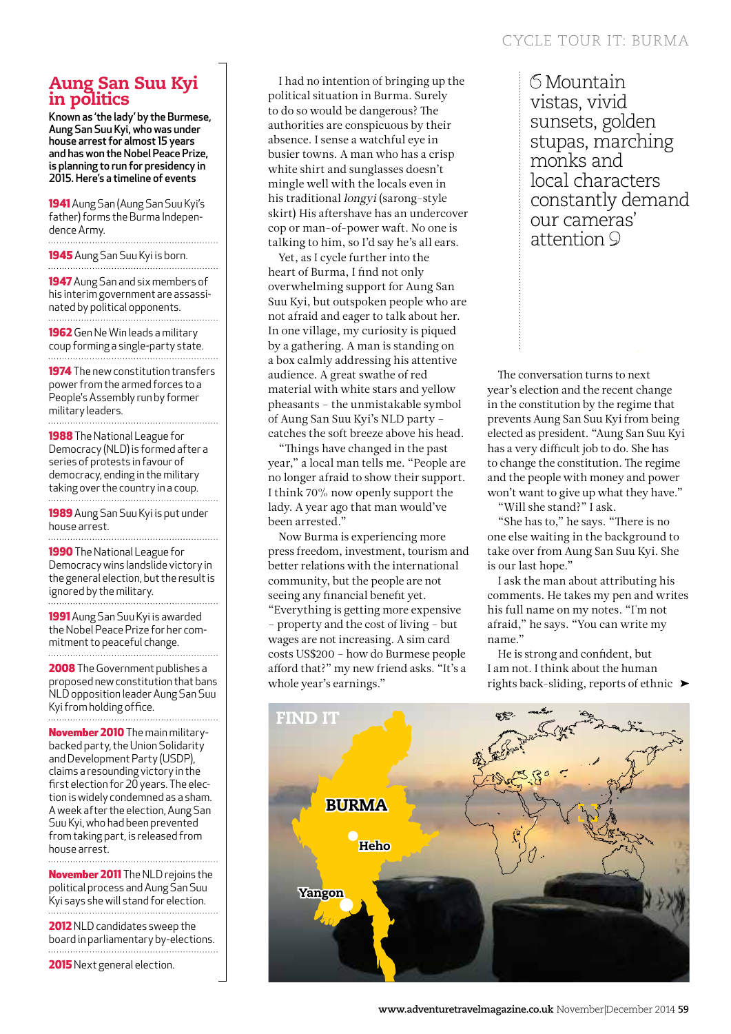## Aung San Suu Kyi in politics

**Known as 'the lady' by the Burmese, Aung San Suu Kyi, who was under house arrest for almost 15 years and has won the Nobel Peace Prize, is planning to run for presidency in 2015. Here's a timeline of events**

**1941** Aung San (Aung San Suu Kyi's father) forms the Burma Independence Army.

**1945** Aung San Suu Kyi is born.

**1947** Aung San and six members of his interim government are assassinated by political opponents.

**1962** Gen Ne Win leads a military coup forming a single-party state.

**1974** The new constitution transfers power from the armed forces to a People's Assembly run by former military leaders.

**1988** The National League for Democracy (NLD) is formed after a series of protests in favour of democracy, ending in the military taking over the country in a coup.

**1989** Aung San Suu Kyi is put under house arrest.

**1990** The National League for Democracy wins landslide victory in the general election, but the result is ignored by the military.

**1991** Aung San Suu Kyi is awarded the Nobel Peace Prize for her commitment to peaceful change.

**2008** The Government publishes a proposed new constitution that bans NLD opposition leader Aung San Suu Kyi from holding office.

**November 2010** The main military-backed party, the Union Solidarity and Development Party (USDP), claims a resounding victory in the first election for 20 years. The election is widely condemned as a sham. A week after the election, Aung San Suu Kyi, who had been prevented from taking part, is released from house arrest.

**November 2011** The NLD rejoins the political process and Aung San Suu Kyi says she will stand for election.

**2012** NLD candidates sweep the board in parliamentary by-elections.

**2015** Next general election.

---

I had no intention of bringing up the political situation in Burma. Surely to do so would be dangerous? The authorities are conspicuous by their absence. I sense a watchful eye in busier towns. A man who has a crisp white shirt and sunglasses doesn't mingle well with the locals even in his traditional *longyi* (sarong-style skirt) His aftershave has an undercover cop or man-of-power waft. No one is talking to him, so I'd say he's all ears.

Yet, as I cycle further into the heart of Burma, I find not only overwhelming support for Aung San Suu Kyi, but outspoken people who are not afraid and eager to talk about her. In one village, my curiosity is piqued by a gathering. A man is standing on a box calmly addressing his attentive audience. A great swathe of red material with white stars and yellow pheasants – the unmistakable symbol of Aung San Suu Kyi's NLD party – catches the soft breeze above his head.

"Things have changed in the past year," a local man tells me. "People are no longer afraid to show their support. I think 70% now openly support the lady. A year ago that man would've been arrested."

Now Burma is experiencing more press freedom, investment, tourism and better relations with the international community, but the people are not seeing any financial benefit yet. "Everything is getting more expensive – property and the cost of living – but wages are not increasing. A sim card costs US$200 – how do Burmese people afford that?" my new friend asks. "It's a whole year's earnings."

> "Mountain vistas, vivid sunsets, golden stupas, marching monks and local characters constantly demand our cameras' attention"

The conversation turns to next year's election and the recent change in the constitution by the regime that prevents Aung San Suu Kyi from being elected as president. "Aung San Suu Kyi has a very difficult job to do. She has to change the constitution. The regime and the people with money and power won't want to give up what they have."

"Will she stand?" I ask.

"She has to," he says. "There is no one else waiting in the background to take over from Aung San Suu Kyi. She is our last hope."

I ask the man about attributing his comments. He takes my pen and writes his full name on my notes. "I'm not afraid," he says. "You can write my name."

He is strong and confident, but I am not. I think about the human rights back-sliding, reports of ethnic ➤

**FIND IT**

BURMA

Heho

Yangon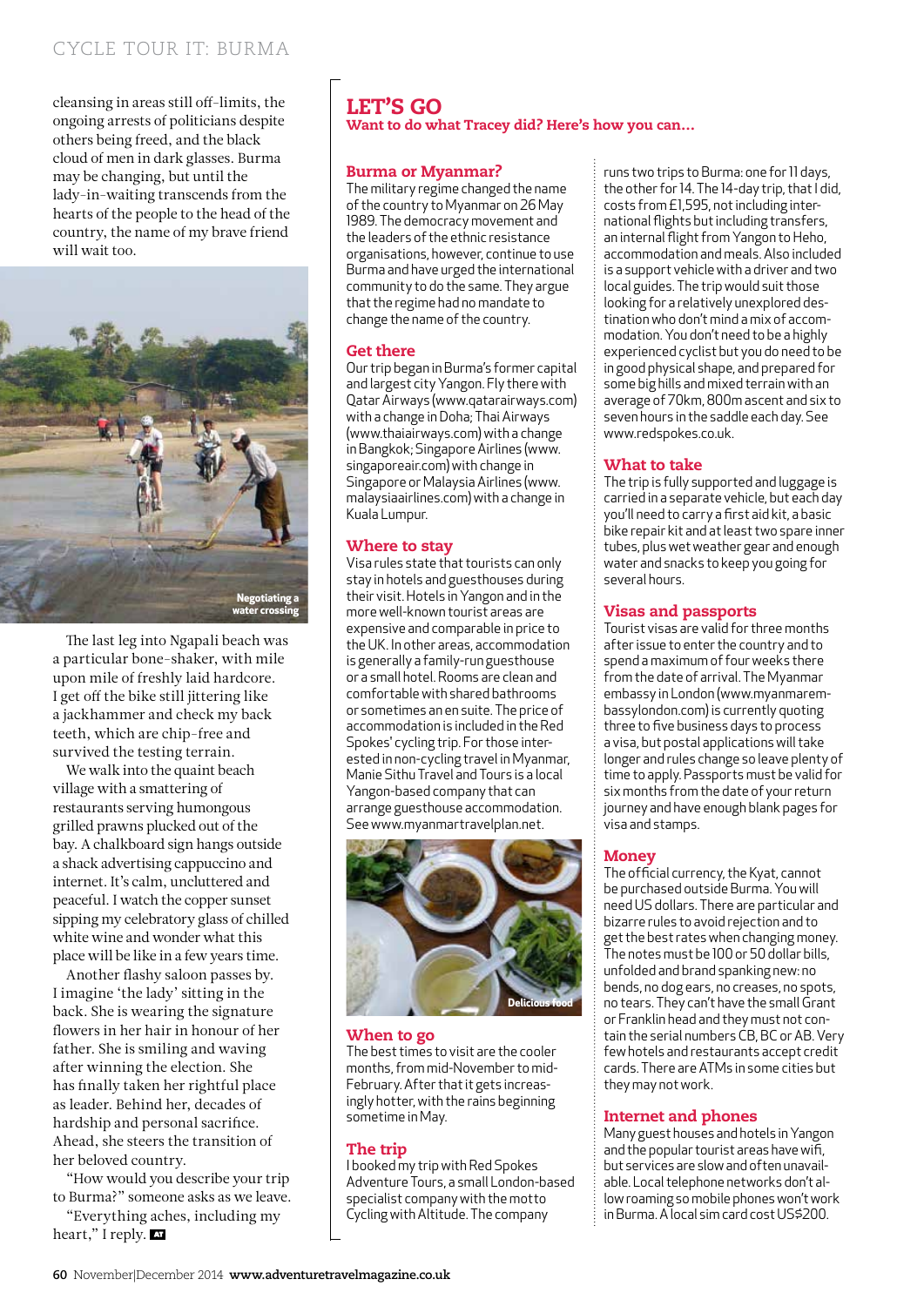cleansing in areas still off-limits, the ongoing arrests of politicians despite others being freed, and the black cloud of men in dark glasses. Burma may be changing, but until the lady-in-waiting transcends from the hearts of the people to the head of the country, the name of my brave friend will wait too.

Negotiating a water crossing

The last leg into Ngapali beach was a particular bone-shaker, with mile upon mile of freshly laid hardcore. I get off the bike still jittering like a jackhammer and check my back teeth, which are chip-free and survived the testing terrain.

We walk into the quaint beach village with a smattering of restaurants serving humongous grilled prawns plucked out of the bay. A chalkboard sign hangs outside a shack advertising cappuccino and internet. It's calm, uncluttered and peaceful. I watch the copper sunset sipping my celebratory glass of chilled white wine and wonder what this place will be like in a few years time.

Another flashy saloon passes by. I imagine 'the lady' sitting in the back. She is wearing the signature flowers in her hair in honour of her father. She is smiling and waving after winning the election. She has finally taken her rightful place as leader. Behind her, decades of hardship and personal sacrifice. Ahead, she steers the transition of her beloved country.

"How would you describe your trip to Burma?" someone asks as we leave.

"Everything aches, including my heart," I reply.

## LET'S GO

**Want to do what Tracey did? Here's how you can…**

### Burma or Myanmar?

The military regime changed the name of the country to Myanmar on 26 May 1989. The democracy movement and the leaders of the ethnic resistance organisations, however, continue to use Burma and have urged the international community to do the same. They argue that the regime had no mandate to change the name of the country.

### Get there

Our trip began in Burma's former capital and largest city Yangon. Fly there with Qatar Airways (www.qatarairways.com) with a change in Doha; Thai Airways (www.thaiairways.com) with a change in Bangkok; Singapore Airlines (www.singaporeair.com) with change in Singapore or Malaysia Airlines (www.malaysiaairlines.com) with a change in Kuala Lumpur.

### Where to stay

Visa rules state that tourists can only stay in hotels and guesthouses during their visit. Hotels in Yangon and in the more well-known tourist areas are expensive and comparable in price to the UK. In other areas, accommodation is generally a family-run guesthouse or a small hotel. Rooms are clean and comfortable with shared bathrooms or sometimes an en suite. The price of accommodation is included in the Red Spokes' cycling trip. For those interested in non-cycling travel in Myanmar, Manie Sithu Travel and Tours is a local Yangon-based company that can arrange guesthouse accommodation. See www.myanmartravelplan.net.

Delicious food

### When to go

The best times to visit are the cooler months, from mid-November to mid-February. After that it gets increasingly hotter, with the rains beginning sometime in May.

### The trip

I booked my trip with Red Spokes Adventure Tours, a small London-based specialist company with the motto Cycling with Altitude. The company runs two trips to Burma: one for 11 days, the other for 14. The 14-day trip, that I did, costs from £1,595, not including international flights but including transfers, an internal flight from Yangon to Heho, accommodation and meals. Also included is a support vehicle with a driver and two local guides. The trip would suit those looking for a relatively unexplored destination who don't mind a mix of accommodation. You don't need to be a highly experienced cyclist but you do need to be in good physical shape, and prepared for some big hills and mixed terrain with an average of 70km, 800m ascent and six to seven hours in the saddle each day. See www.redspokes.co.uk.

### What to take

The trip is fully supported and luggage is carried in a separate vehicle, but each day you'll need to carry a first aid kit, a basic bike repair kit and at least two spare inner tubes, plus wet weather gear and enough water and snacks to keep you going for several hours.

### Visas and passports

Tourist visas are valid for three months after issue to enter the country and to spend a maximum of four weeks there from the date of arrival. The Myanmar embassy in London (www.myanmarembassylondon.com) is currently quoting three to five business days to process a visa, but postal applications will take longer and rules change so leave plenty of time to apply. Passports must be valid for six months from the date of your return journey and have enough blank pages for visa and stamps.

### Money

The official currency, the Kyat, cannot be purchased outside Burma. You will need US dollars. There are particular and bizarre rules to avoid rejection and to get the best rates when changing money. The notes must be 100 or 50 dollar bills, unfolded and brand spanking new: no bends, no dog ears, no creases, no spots, no tears. They can't have the small Grant or Franklin head and they must not contain the serial numbers CB, BC or AB. Very few hotels and restaurants accept credit cards. There are ATMs in some cities but they may not work.

### Internet and phones

Many guest houses and hotels in Yangon and the popular tourist areas have wifi, but services are slow and often unavailable. Local telephone networks don't allow roaming so mobile phones won't work in Burma. A local sim card cost US$200.